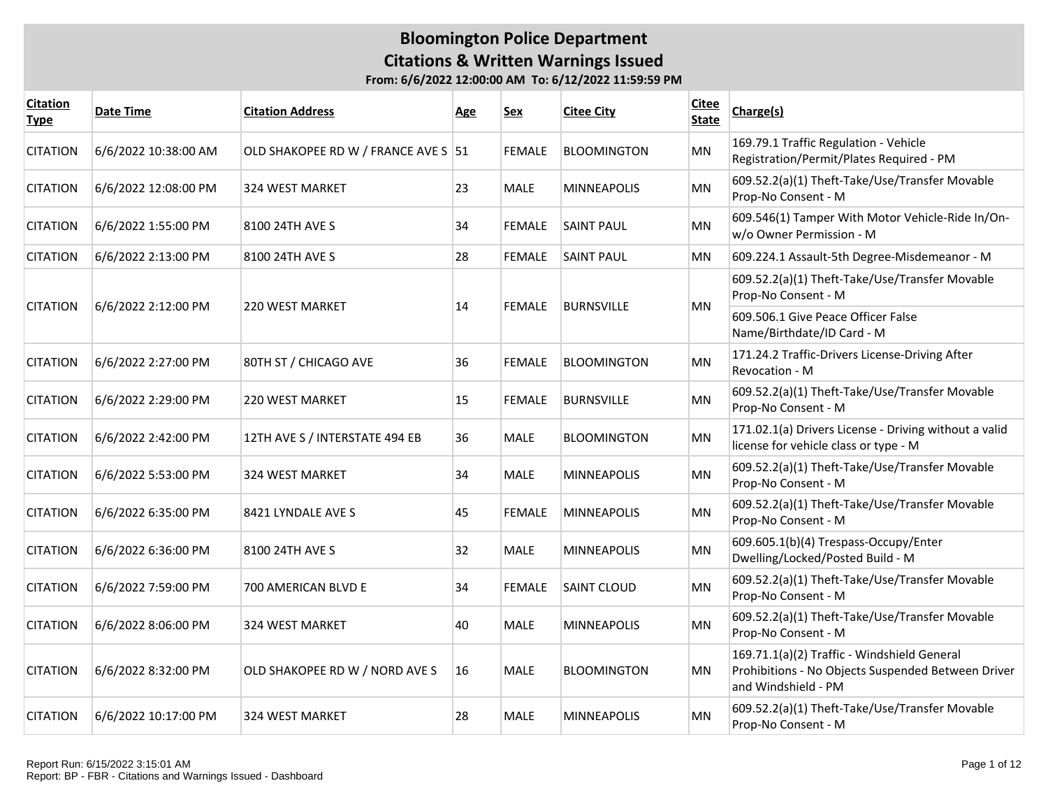# Bloomington Police Department

## Citations & Written Warnings Issued

**From: 6/6/2022 12:00:00 AM To: 6/12/2022 11:59:59 PM**

| Citation Type | Date Time | Citation Address | Age | Sex | Citee City | Citee State | Charge(s) |
|---|---|---|---|---|---|---|---|
| CITATION | 6/6/2022 10:38:00 AM | OLD SHAKOPEE RD W / FRANCE AVE S | 51 | FEMALE | BLOOMINGTON | MN | 169.79.1 Traffic Regulation - Vehicle Registration/Permit/Plates Required - PM |
| CITATION | 6/6/2022 12:08:00 PM | 324 WEST MARKET | 23 | MALE | MINNEAPOLIS | MN | 609.52.2(a)(1) Theft-Take/Use/Transfer Movable Prop-No Consent - M |
| CITATION | 6/6/2022 1:55:00 PM | 8100 24TH AVE S | 34 | FEMALE | SAINT PAUL | MN | 609.546(1) Tamper With Motor Vehicle-Ride In/On-w/o Owner Permission - M |
| CITATION | 6/6/2022 2:13:00 PM | 8100 24TH AVE S | 28 | FEMALE | SAINT PAUL | MN | 609.224.1 Assault-5th Degree-Misdemeanor - M |
| CITATION | 6/6/2022 2:12:00 PM | 220 WEST MARKET | 14 | FEMALE | BURNSVILLE | MN | 609.52.2(a)(1) Theft-Take/Use/Transfer Movable Prop-No Consent - M |
| | | | | | | | 609.506.1 Give Peace Officer False Name/Birthdate/ID Card - M |
| CITATION | 6/6/2022 2:27:00 PM | 80TH ST / CHICAGO AVE | 36 | FEMALE | BLOOMINGTON | MN | 171.24.2 Traffic-Drivers License-Driving After Revocation - M |
| CITATION | 6/6/2022 2:29:00 PM | 220 WEST MARKET | 15 | FEMALE | BURNSVILLE | MN | 609.52.2(a)(1) Theft-Take/Use/Transfer Movable Prop-No Consent - M |
| CITATION | 6/6/2022 2:42:00 PM | 12TH AVE S / INTERSTATE 494 EB | 36 | MALE | BLOOMINGTON | MN | 171.02.1(a) Drivers License - Driving without a valid license for vehicle class or type - M |
| CITATION | 6/6/2022 5:53:00 PM | 324 WEST MARKET | 34 | MALE | MINNEAPOLIS | MN | 609.52.2(a)(1) Theft-Take/Use/Transfer Movable Prop-No Consent - M |
| CITATION | 6/6/2022 6:35:00 PM | 8421 LYNDALE AVE S | 45 | FEMALE | MINNEAPOLIS | MN | 609.52.2(a)(1) Theft-Take/Use/Transfer Movable Prop-No Consent - M |
| CITATION | 6/6/2022 6:36:00 PM | 8100 24TH AVE S | 32 | MALE | MINNEAPOLIS | MN | 609.605.1(b)(4) Trespass-Occupy/Enter Dwelling/Locked/Posted Build - M |
| CITATION | 6/6/2022 7:59:00 PM | 700 AMERICAN BLVD E | 34 | FEMALE | SAINT CLOUD | MN | 609.52.2(a)(1) Theft-Take/Use/Transfer Movable Prop-No Consent - M |
| CITATION | 6/6/2022 8:06:00 PM | 324 WEST MARKET | 40 | MALE | MINNEAPOLIS | MN | 609.52.2(a)(1) Theft-Take/Use/Transfer Movable Prop-No Consent - M |
| CITATION | 6/6/2022 8:32:00 PM | OLD SHAKOPEE RD W / NORD AVE S | 16 | MALE | BLOOMINGTON | MN | 169.71.1(a)(2) Traffic - Windshield General Prohibitions - No Objects Suspended Between Driver and Windshield - PM |
| CITATION | 6/6/2022 10:17:00 PM | 324 WEST MARKET | 28 | MALE | MINNEAPOLIS | MN | 609.52.2(a)(1) Theft-Take/Use/Transfer Movable Prop-No Consent - M |

Report Run: 6/15/2022 3:15:01 AM
Report: BP - FBR - Citations and Warnings Issued - Dashboard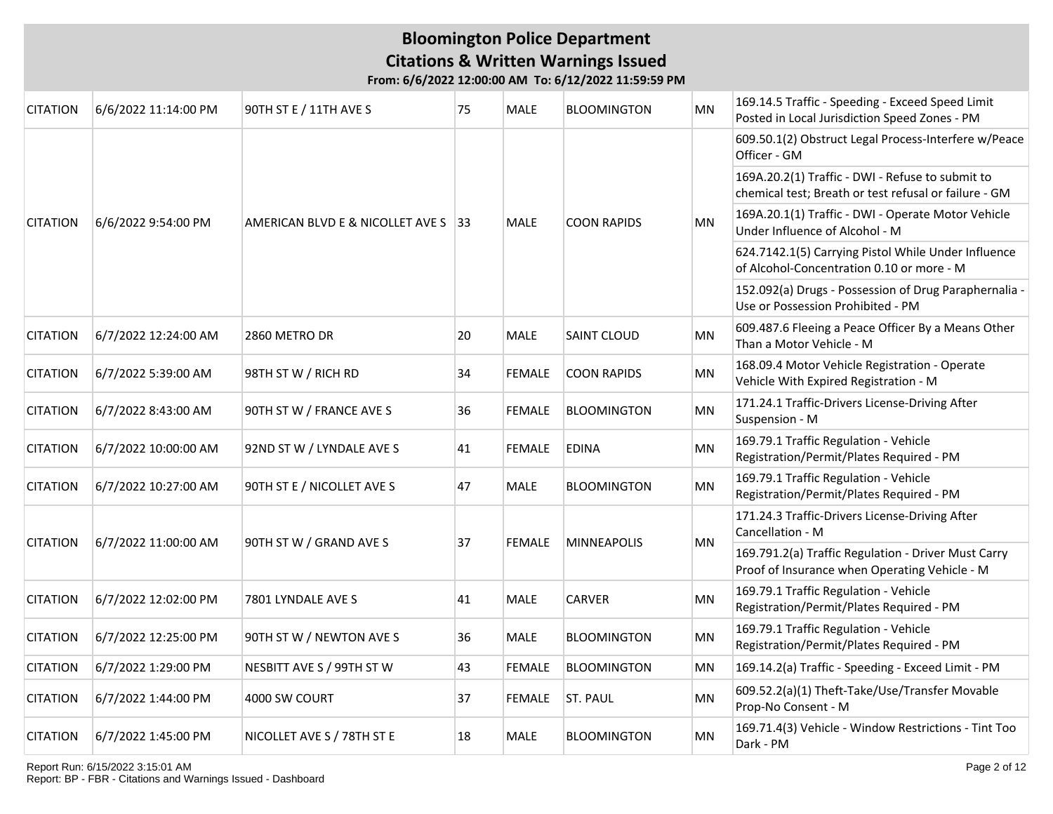# Bloomington Police Department

## Citations & Written Warnings Issued

**From: 6/6/2022 12:00:00 AM To: 6/12/2022 11:59:59 PM**

| | | | | | | | |
|---|---|---|---|---|---|---|---|
| CITATION | 6/6/2022 11:14:00 PM | 90TH ST E / 11TH AVE S | 75 | MALE | BLOOMINGTON | MN | 169.14.5 Traffic - Speeding - Exceed Speed Limit Posted in Local Jurisdiction Speed Zones - PM |
| CITATION | 6/6/2022 9:54:00 PM | AMERICAN BLVD E & NICOLLET AVE S | 33 | MALE | COON RAPIDS | MN | 609.50.1(2) Obstruct Legal Process-Interfere w/Peace Officer - GM |
| | | | | | | | 169A.20.2(1) Traffic - DWI - Refuse to submit to chemical test; Breath or test refusal or failure - GM |
| | | | | | | | 169A.20.1(1) Traffic - DWI - Operate Motor Vehicle Under Influence of Alcohol - M |
| | | | | | | | 624.7142.1(5) Carrying Pistol While Under Influence of Alcohol-Concentration 0.10 or more - M |
| | | | | | | | 152.092(a) Drugs - Possession of Drug Paraphernalia - Use or Possession Prohibited - PM |
| CITATION | 6/7/2022 12:24:00 AM | 2860 METRO DR | 20 | MALE | SAINT CLOUD | MN | 609.487.6 Fleeing a Peace Officer By a Means Other Than a Motor Vehicle - M |
| CITATION | 6/7/2022 5:39:00 AM | 98TH ST W / RICH RD | 34 | FEMALE | COON RAPIDS | MN | 168.09.4 Motor Vehicle Registration - Operate Vehicle With Expired Registration - M |
| CITATION | 6/7/2022 8:43:00 AM | 90TH ST W / FRANCE AVE S | 36 | FEMALE | BLOOMINGTON | MN | 171.24.1 Traffic-Drivers License-Driving After Suspension - M |
| CITATION | 6/7/2022 10:00:00 AM | 92ND ST W / LYNDALE AVE S | 41 | FEMALE | EDINA | MN | 169.79.1 Traffic Regulation - Vehicle Registration/Permit/Plates Required - PM |
| CITATION | 6/7/2022 10:27:00 AM | 90TH ST E / NICOLLET AVE S | 47 | MALE | BLOOMINGTON | MN | 169.79.1 Traffic Regulation - Vehicle Registration/Permit/Plates Required - PM |
| CITATION | 6/7/2022 11:00:00 AM | 90TH ST W / GRAND AVE S | 37 | FEMALE | MINNEAPOLIS | MN | 171.24.3 Traffic-Drivers License-Driving After Cancellation - M |
| | | | | | | | 169.791.2(a) Traffic Regulation - Driver Must Carry Proof of Insurance when Operating Vehicle - M |
| CITATION | 6/7/2022 12:02:00 PM | 7801 LYNDALE AVE S | 41 | MALE | CARVER | MN | 169.79.1 Traffic Regulation - Vehicle Registration/Permit/Plates Required - PM |
| CITATION | 6/7/2022 12:25:00 PM | 90TH ST W / NEWTON AVE S | 36 | MALE | BLOOMINGTON | MN | 169.79.1 Traffic Regulation - Vehicle Registration/Permit/Plates Required - PM |
| CITATION | 6/7/2022 1:29:00 PM | NESBITT AVE S / 99TH ST W | 43 | FEMALE | BLOOMINGTON | MN | 169.14.2(a) Traffic - Speeding - Exceed Limit - PM |
| CITATION | 6/7/2022 1:44:00 PM | 4000 SW COURT | 37 | FEMALE | ST. PAUL | MN | 609.52.2(a)(1) Theft-Take/Use/Transfer Movable Prop-No Consent - M |
| CITATION | 6/7/2022 1:45:00 PM | NICOLLET AVE S / 78TH ST E | 18 | MALE | BLOOMINGTON | MN | 169.71.4(3) Vehicle - Window Restrictions - Tint Too Dark - PM |

Report Run: 6/15/2022 3:15:01 AM
Report: BP - FBR - Citations and Warnings Issued - Dashboard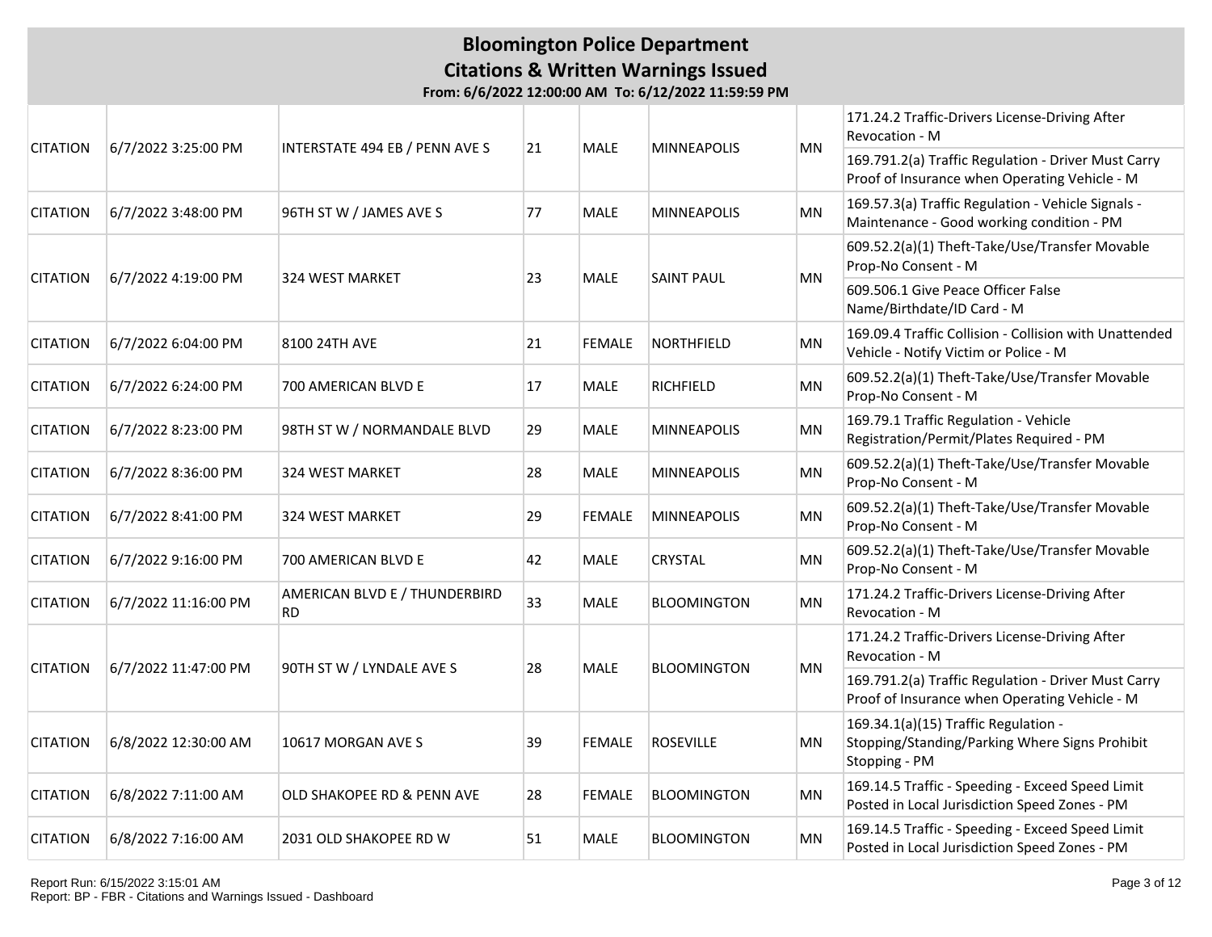# Bloomington Police Department

## Citations & Written Warnings Issued

**From: 6/6/2022 12:00:00 AM To: 6/12/2022 11:59:59 PM**

| | | | | | | | |
|---|---|---|---|---|---|---|---|
| CITATION | 6/7/2022 3:25:00 PM | INTERSTATE 494 EB / PENN AVE S | 21 | MALE | MINNEAPOLIS | MN | 171.24.2 Traffic-Drivers License-Driving After Revocation - M |
| | | | | | | | 169.791.2(a) Traffic Regulation - Driver Must Carry Proof of Insurance when Operating Vehicle - M |
| CITATION | 6/7/2022 3:48:00 PM | 96TH ST W / JAMES AVE S | 77 | MALE | MINNEAPOLIS | MN | 169.57.3(a) Traffic Regulation - Vehicle Signals - Maintenance - Good working condition - PM |
| CITATION | 6/7/2022 4:19:00 PM | 324 WEST MARKET | 23 | MALE | SAINT PAUL | MN | 609.52.2(a)(1) Theft-Take/Use/Transfer Movable Prop-No Consent - M |
| | | | | | | | 609.506.1 Give Peace Officer False Name/Birthdate/ID Card - M |
| CITATION | 6/7/2022 6:04:00 PM | 8100 24TH AVE | 21 | FEMALE | NORTHFIELD | MN | 169.09.4 Traffic Collision - Collision with Unattended Vehicle - Notify Victim or Police - M |
| CITATION | 6/7/2022 6:24:00 PM | 700 AMERICAN BLVD E | 17 | MALE | RICHFIELD | MN | 609.52.2(a)(1) Theft-Take/Use/Transfer Movable Prop-No Consent - M |
| CITATION | 6/7/2022 8:23:00 PM | 98TH ST W / NORMANDALE BLVD | 29 | MALE | MINNEAPOLIS | MN | 169.79.1 Traffic Regulation - Vehicle Registration/Permit/Plates Required - PM |
| CITATION | 6/7/2022 8:36:00 PM | 324 WEST MARKET | 28 | MALE | MINNEAPOLIS | MN | 609.52.2(a)(1) Theft-Take/Use/Transfer Movable Prop-No Consent - M |
| CITATION | 6/7/2022 8:41:00 PM | 324 WEST MARKET | 29 | FEMALE | MINNEAPOLIS | MN | 609.52.2(a)(1) Theft-Take/Use/Transfer Movable Prop-No Consent - M |
| CITATION | 6/7/2022 9:16:00 PM | 700 AMERICAN BLVD E | 42 | MALE | CRYSTAL | MN | 609.52.2(a)(1) Theft-Take/Use/Transfer Movable Prop-No Consent - M |
| CITATION | 6/7/2022 11:16:00 PM | AMERICAN BLVD E / THUNDERBIRD RD | 33 | MALE | BLOOMINGTON | MN | 171.24.2 Traffic-Drivers License-Driving After Revocation - M |
| CITATION | 6/7/2022 11:47:00 PM | 90TH ST W / LYNDALE AVE S | 28 | MALE | BLOOMINGTON | MN | 171.24.2 Traffic-Drivers License-Driving After Revocation - M |
| | | | | | | | 169.791.2(a) Traffic Regulation - Driver Must Carry Proof of Insurance when Operating Vehicle - M |
| CITATION | 6/8/2022 12:30:00 AM | 10617 MORGAN AVE S | 39 | FEMALE | ROSEVILLE | MN | 169.34.1(a)(15) Traffic Regulation - Stopping/Standing/Parking Where Signs Prohibit Stopping - PM |
| CITATION | 6/8/2022 7:11:00 AM | OLD SHAKOPEE RD & PENN AVE | 28 | FEMALE | BLOOMINGTON | MN | 169.14.5 Traffic - Speeding - Exceed Speed Limit Posted in Local Jurisdiction Speed Zones - PM |
| CITATION | 6/8/2022 7:16:00 AM | 2031 OLD SHAKOPEE RD W | 51 | MALE | BLOOMINGTON | MN | 169.14.5 Traffic - Speeding - Exceed Speed Limit Posted in Local Jurisdiction Speed Zones - PM |

Report Run: 6/15/2022 3:15:01 AM
Report: BP - FBR - Citations and Warnings Issued - Dashboard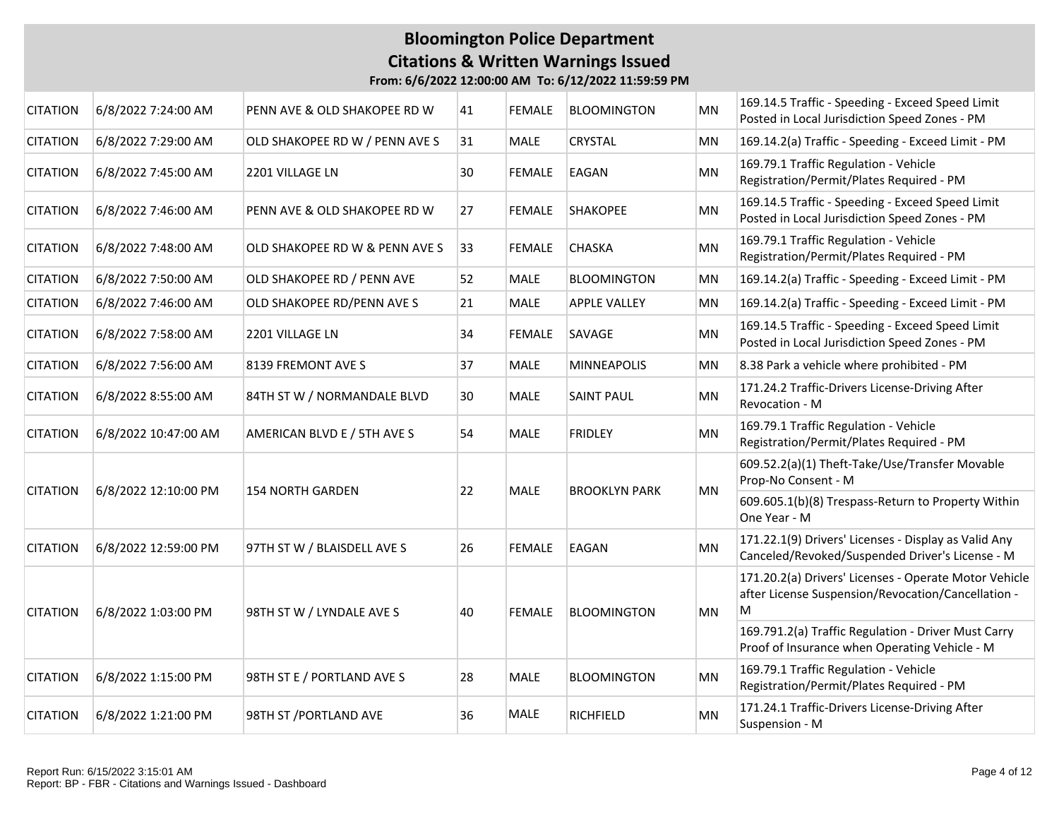# Bloomington Police Department

## Citations & Written Warnings Issued

**From: 6/6/2022 12:00:00 AM To: 6/12/2022 11:59:59 PM**

| | | | | | | | |
|---|---|---|---|---|---|---|---|
| CITATION | 6/8/2022 7:24:00 AM | PENN AVE & OLD SHAKOPEE RD W | 41 | FEMALE | BLOOMINGTON | MN | 169.14.5 Traffic - Speeding - Exceed Speed Limit Posted in Local Jurisdiction Speed Zones - PM |
| CITATION | 6/8/2022 7:29:00 AM | OLD SHAKOPEE RD W / PENN AVE S | 31 | MALE | CRYSTAL | MN | 169.14.2(a) Traffic - Speeding - Exceed Limit - PM |
| CITATION | 6/8/2022 7:45:00 AM | 2201 VILLAGE LN | 30 | FEMALE | EAGAN | MN | 169.79.1 Traffic Regulation - Vehicle Registration/Permit/Plates Required - PM |
| CITATION | 6/8/2022 7:46:00 AM | PENN AVE & OLD SHAKOPEE RD W | 27 | FEMALE | SHAKOPEE | MN | 169.14.5 Traffic - Speeding - Exceed Speed Limit Posted in Local Jurisdiction Speed Zones - PM |
| CITATION | 6/8/2022 7:48:00 AM | OLD SHAKOPEE RD W & PENN AVE S | 33 | FEMALE | CHASKA | MN | 169.79.1 Traffic Regulation - Vehicle Registration/Permit/Plates Required - PM |
| CITATION | 6/8/2022 7:50:00 AM | OLD SHAKOPEE RD / PENN AVE | 52 | MALE | BLOOMINGTON | MN | 169.14.2(a) Traffic - Speeding - Exceed Limit - PM |
| CITATION | 6/8/2022 7:46:00 AM | OLD SHAKOPEE RD/PENN AVE S | 21 | MALE | APPLE VALLEY | MN | 169.14.2(a) Traffic - Speeding - Exceed Limit - PM |
| CITATION | 6/8/2022 7:58:00 AM | 2201 VILLAGE LN | 34 | FEMALE | SAVAGE | MN | 169.14.5 Traffic - Speeding - Exceed Speed Limit Posted in Local Jurisdiction Speed Zones - PM |
| CITATION | 6/8/2022 7:56:00 AM | 8139 FREMONT AVE S | 37 | MALE | MINNEAPOLIS | MN | 8.38 Park a vehicle where prohibited - PM |
| CITATION | 6/8/2022 8:55:00 AM | 84TH ST W / NORMANDALE BLVD | 30 | MALE | SAINT PAUL | MN | 171.24.2 Traffic-Drivers License-Driving After Revocation - M |
| CITATION | 6/8/2022 10:47:00 AM | AMERICAN BLVD E / 5TH AVE S | 54 | MALE | FRIDLEY | MN | 169.79.1 Traffic Regulation - Vehicle Registration/Permit/Plates Required - PM |
| CITATION | 6/8/2022 12:10:00 PM | 154 NORTH GARDEN | 22 | MALE | BROOKLYN PARK | MN | 609.52.2(a)(1) Theft-Take/Use/Transfer Movable Prop-No Consent - M |
| | | | | | | | 609.605.1(b)(8) Trespass-Return to Property Within One Year - M |
| CITATION | 6/8/2022 12:59:00 PM | 97TH ST W / BLAISDELL AVE S | 26 | FEMALE | EAGAN | MN | 171.22.1(9) Drivers' Licenses - Display as Valid Any Canceled/Revoked/Suspended Driver's License - M |
| CITATION | 6/8/2022 1:03:00 PM | 98TH ST W / LYNDALE AVE S | 40 | FEMALE | BLOOMINGTON | MN | 171.20.2(a) Drivers' Licenses - Operate Motor Vehicle after License Suspension/Revocation/Cancellation - M |
| | | | | | | | 169.791.2(a) Traffic Regulation - Driver Must Carry Proof of Insurance when Operating Vehicle - M |
| CITATION | 6/8/2022 1:15:00 PM | 98TH ST E / PORTLAND AVE S | 28 | MALE | BLOOMINGTON | MN | 169.79.1 Traffic Regulation - Vehicle Registration/Permit/Plates Required - PM |
| CITATION | 6/8/2022 1:21:00 PM | 98TH ST /PORTLAND AVE | 36 | MALE | RICHFIELD | MN | 171.24.1 Traffic-Drivers License-Driving After Suspension - M |

Report Run: 6/15/2022 3:15:01 AM
Report: BP - FBR - Citations and Warnings Issued - Dashboard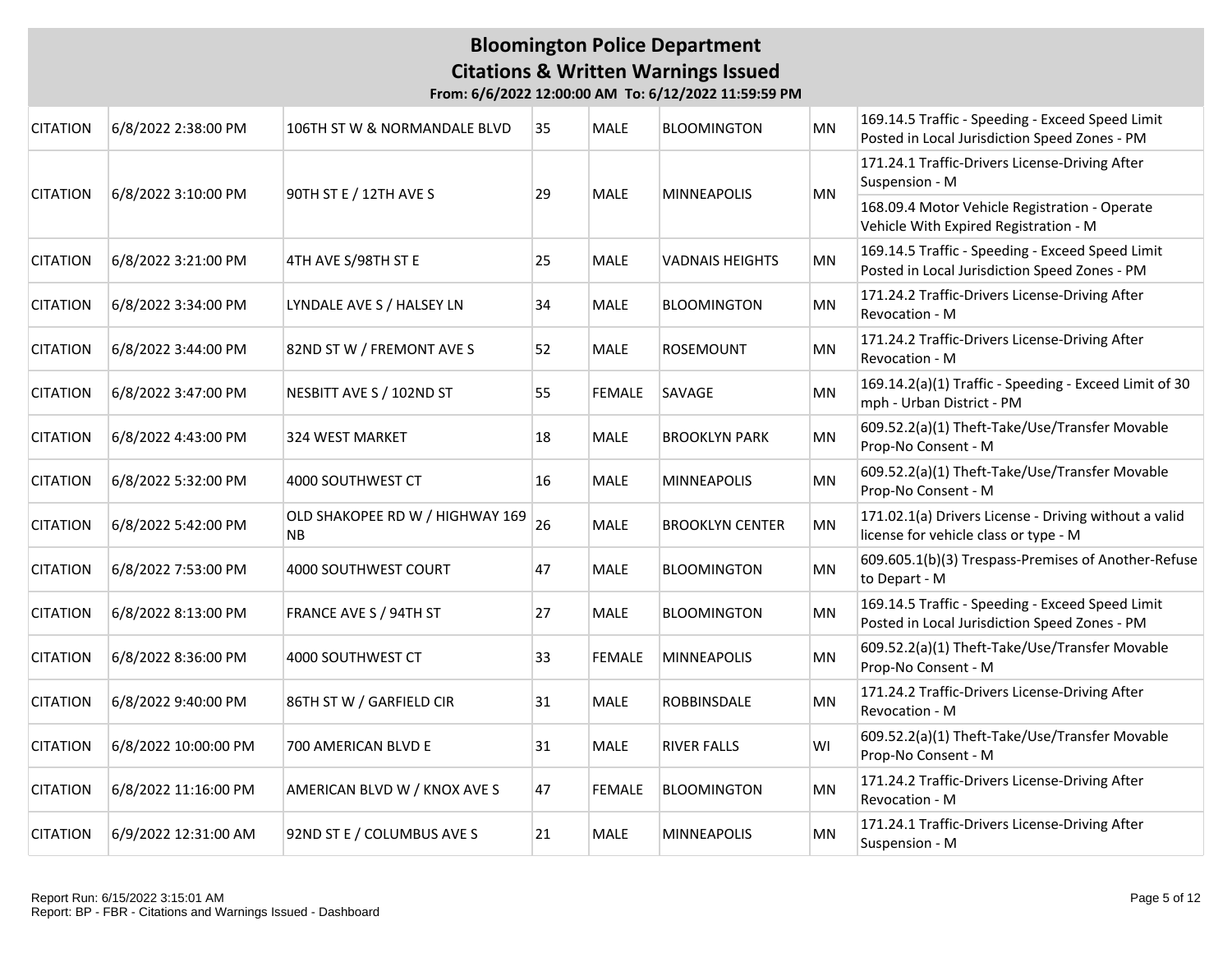# Bloomington Police Department
## Citations & Written Warnings Issued
**From: 6/6/2022 12:00:00 AM To: 6/12/2022 11:59:59 PM**

| | | | | | | | |
|---|---|---|---|---|---|---|---|
| CITATION | 6/8/2022 2:38:00 PM | 106TH ST W & NORMANDALE BLVD | 35 | MALE | BLOOMINGTON | MN | 169.14.5 Traffic - Speeding - Exceed Speed Limit Posted in Local Jurisdiction Speed Zones - PM |
| CITATION | 6/8/2022 3:10:00 PM | 90TH ST E / 12TH AVE S | 29 | MALE | MINNEAPOLIS | MN | 171.24.1 Traffic-Drivers License-Driving After Suspension - M |
| | | | | | | | 168.09.4 Motor Vehicle Registration - Operate Vehicle With Expired Registration - M |
| CITATION | 6/8/2022 3:21:00 PM | 4TH AVE S/98TH ST E | 25 | MALE | VADNAIS HEIGHTS | MN | 169.14.5 Traffic - Speeding - Exceed Speed Limit Posted in Local Jurisdiction Speed Zones - PM |
| CITATION | 6/8/2022 3:34:00 PM | LYNDALE AVE S / HALSEY LN | 34 | MALE | BLOOMINGTON | MN | 171.24.2 Traffic-Drivers License-Driving After Revocation - M |
| CITATION | 6/8/2022 3:44:00 PM | 82ND ST W / FREMONT AVE S | 52 | MALE | ROSEMOUNT | MN | 171.24.2 Traffic-Drivers License-Driving After Revocation - M |
| CITATION | 6/8/2022 3:47:00 PM | NESBITT AVE S / 102ND ST | 55 | FEMALE | SAVAGE | MN | 169.14.2(a)(1) Traffic - Speeding - Exceed Limit of 30 mph - Urban District - PM |
| CITATION | 6/8/2022 4:43:00 PM | 324 WEST MARKET | 18 | MALE | BROOKLYN PARK | MN | 609.52.2(a)(1) Theft-Take/Use/Transfer Movable Prop-No Consent - M |
| CITATION | 6/8/2022 5:32:00 PM | 4000 SOUTHWEST CT | 16 | MALE | MINNEAPOLIS | MN | 609.52.2(a)(1) Theft-Take/Use/Transfer Movable Prop-No Consent - M |
| CITATION | 6/8/2022 5:42:00 PM | OLD SHAKOPEE RD W / HIGHWAY 169 NB | 26 | MALE | BROOKLYN CENTER | MN | 171.02.1(a) Drivers License - Driving without a valid license for vehicle class or type - M |
| CITATION | 6/8/2022 7:53:00 PM | 4000 SOUTHWEST COURT | 47 | MALE | BLOOMINGTON | MN | 609.605.1(b)(3) Trespass-Premises of Another-Refuse to Depart - M |
| CITATION | 6/8/2022 8:13:00 PM | FRANCE AVE S / 94TH ST | 27 | MALE | BLOOMINGTON | MN | 169.14.5 Traffic - Speeding - Exceed Speed Limit Posted in Local Jurisdiction Speed Zones - PM |
| CITATION | 6/8/2022 8:36:00 PM | 4000 SOUTHWEST CT | 33 | FEMALE | MINNEAPOLIS | MN | 609.52.2(a)(1) Theft-Take/Use/Transfer Movable Prop-No Consent - M |
| CITATION | 6/8/2022 9:40:00 PM | 86TH ST W / GARFIELD CIR | 31 | MALE | ROBBINSDALE | MN | 171.24.2 Traffic-Drivers License-Driving After Revocation - M |
| CITATION | 6/8/2022 10:00:00 PM | 700 AMERICAN BLVD E | 31 | MALE | RIVER FALLS | WI | 609.52.2(a)(1) Theft-Take/Use/Transfer Movable Prop-No Consent - M |
| CITATION | 6/8/2022 11:16:00 PM | AMERICAN BLVD W / KNOX AVE S | 47 | FEMALE | BLOOMINGTON | MN | 171.24.2 Traffic-Drivers License-Driving After Revocation - M |
| CITATION | 6/9/2022 12:31:00 AM | 92ND ST E / COLUMBUS AVE S | 21 | MALE | MINNEAPOLIS | MN | 171.24.1 Traffic-Drivers License-Driving After Suspension - M |

Report Run: 6/15/2022 3:15:01 AM
Report: BP - FBR - Citations and Warnings Issued - Dashboard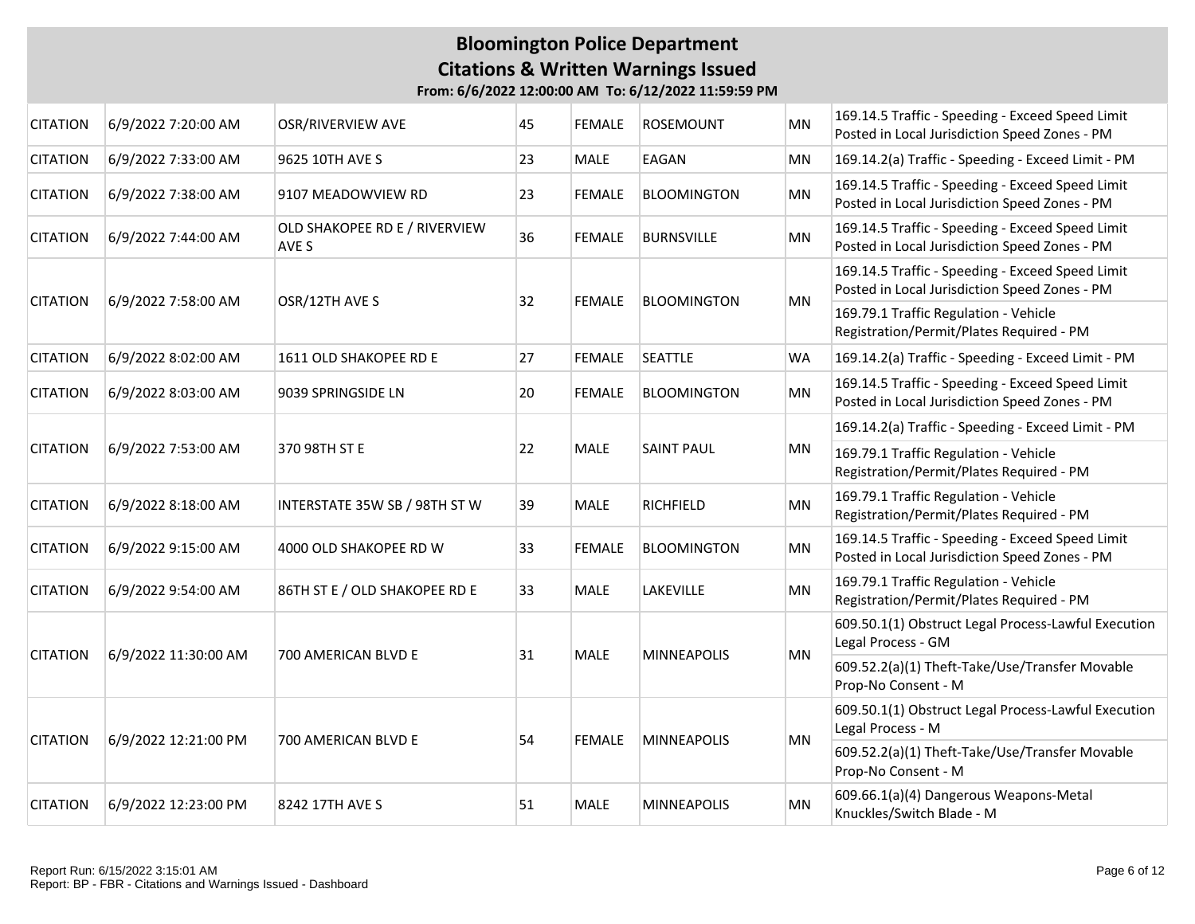# Bloomington Police Department

## Citations & Written Warnings Issued

**From: 6/6/2022 12:00:00 AM To: 6/12/2022 11:59:59 PM**

| | | | | | | | |
|---|---|---|---|---|---|---|---|
| CITATION | 6/9/2022 7:20:00 AM | OSR/RIVERVIEW AVE | 45 | FEMALE | ROSEMOUNT | MN | 169.14.5 Traffic - Speeding - Exceed Speed Limit Posted in Local Jurisdiction Speed Zones - PM |
| CITATION | 6/9/2022 7:33:00 AM | 9625 10TH AVE S | 23 | MALE | EAGAN | MN | 169.14.2(a) Traffic - Speeding - Exceed Limit - PM |
| CITATION | 6/9/2022 7:38:00 AM | 9107 MEADOWVIEW RD | 23 | FEMALE | BLOOMINGTON | MN | 169.14.5 Traffic - Speeding - Exceed Speed Limit Posted in Local Jurisdiction Speed Zones - PM |
| CITATION | 6/9/2022 7:44:00 AM | OLD SHAKOPEE RD E / RIVERVIEW AVE S | 36 | FEMALE | BURNSVILLE | MN | 169.14.5 Traffic - Speeding - Exceed Speed Limit Posted in Local Jurisdiction Speed Zones - PM |
| CITATION | 6/9/2022 7:58:00 AM | OSR/12TH AVE S | 32 | FEMALE | BLOOMINGTON | MN | 169.14.5 Traffic - Speeding - Exceed Speed Limit Posted in Local Jurisdiction Speed Zones - PM |
| | | | | | | | 169.79.1 Traffic Regulation - Vehicle Registration/Permit/Plates Required - PM |
| CITATION | 6/9/2022 8:02:00 AM | 1611 OLD SHAKOPEE RD E | 27 | FEMALE | SEATTLE | WA | 169.14.2(a) Traffic - Speeding - Exceed Limit - PM |
| CITATION | 6/9/2022 8:03:00 AM | 9039 SPRINGSIDE LN | 20 | FEMALE | BLOOMINGTON | MN | 169.14.5 Traffic - Speeding - Exceed Speed Limit Posted in Local Jurisdiction Speed Zones - PM |
| CITATION | 6/9/2022 7:53:00 AM | 370 98TH ST E | 22 | MALE | SAINT PAUL | MN | 169.14.2(a) Traffic - Speeding - Exceed Limit - PM |
| | | | | | | | 169.79.1 Traffic Regulation - Vehicle Registration/Permit/Plates Required - PM |
| CITATION | 6/9/2022 8:18:00 AM | INTERSTATE 35W SB / 98TH ST W | 39 | MALE | RICHFIELD | MN | 169.79.1 Traffic Regulation - Vehicle Registration/Permit/Plates Required - PM |
| CITATION | 6/9/2022 9:15:00 AM | 4000 OLD SHAKOPEE RD W | 33 | FEMALE | BLOOMINGTON | MN | 169.14.5 Traffic - Speeding - Exceed Speed Limit Posted in Local Jurisdiction Speed Zones - PM |
| CITATION | 6/9/2022 9:54:00 AM | 86TH ST E / OLD SHAKOPEE RD E | 33 | MALE | LAKEVILLE | MN | 169.79.1 Traffic Regulation - Vehicle Registration/Permit/Plates Required - PM |
| CITATION | 6/9/2022 11:30:00 AM | 700 AMERICAN BLVD E | 31 | MALE | MINNEAPOLIS | MN | 609.50.1(1) Obstruct Legal Process-Lawful Execution Legal Process - GM |
| | | | | | | | 609.52.2(a)(1) Theft-Take/Use/Transfer Movable Prop-No Consent - M |
| CITATION | 6/9/2022 12:21:00 PM | 700 AMERICAN BLVD E | 54 | FEMALE | MINNEAPOLIS | MN | 609.50.1(1) Obstruct Legal Process-Lawful Execution Legal Process - M |
| | | | | | | | 609.52.2(a)(1) Theft-Take/Use/Transfer Movable Prop-No Consent - M |
| CITATION | 6/9/2022 12:23:00 PM | 8242 17TH AVE S | 51 | MALE | MINNEAPOLIS | MN | 609.66.1(a)(4) Dangerous Weapons-Metal Knuckles/Switch Blade - M |

Report Run: 6/15/2022 3:15:01 AM
Report: BP - FBR - Citations and Warnings Issued - Dashboard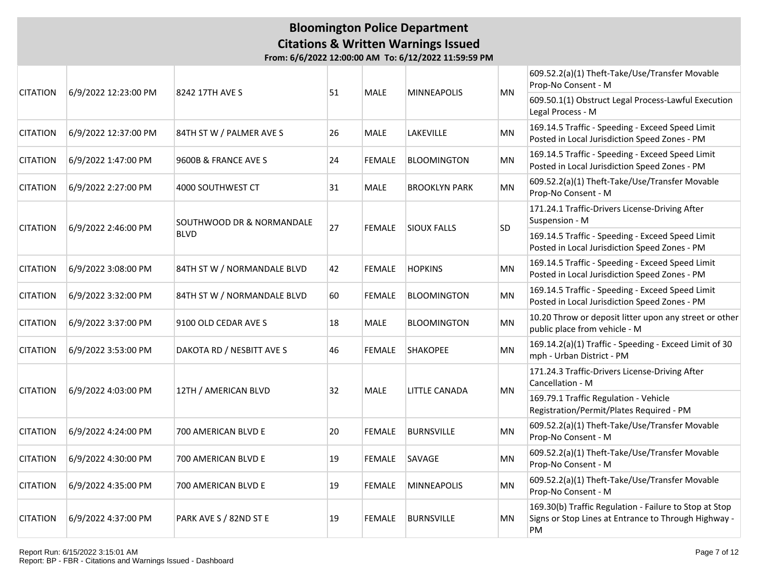# Bloomington Police Department

## Citations & Written Warnings Issued

**From: 6/6/2022 12:00:00 AM To: 6/12/2022 11:59:59 PM**

| | | | | | | | |
|---|---|---|---|---|---|---|---|
| CITATION | 6/9/2022 12:23:00 PM | 8242 17TH AVE S | 51 | MALE | MINNEAPOLIS | MN | 609.52.2(a)(1) Theft-Take/Use/Transfer Movable Prop-No Consent - M |
| | | | | | | | 609.50.1(1) Obstruct Legal Process-Lawful Execution Legal Process - M |
| CITATION | 6/9/2022 12:37:00 PM | 84TH ST W / PALMER AVE S | 26 | MALE | LAKEVILLE | MN | 169.14.5 Traffic - Speeding - Exceed Speed Limit Posted in Local Jurisdiction Speed Zones - PM |
| CITATION | 6/9/2022 1:47:00 PM | 9600B & FRANCE AVE S | 24 | FEMALE | BLOOMINGTON | MN | 169.14.5 Traffic - Speeding - Exceed Speed Limit Posted in Local Jurisdiction Speed Zones - PM |
| CITATION | 6/9/2022 2:27:00 PM | 4000 SOUTHWEST CT | 31 | MALE | BROOKLYN PARK | MN | 609.52.2(a)(1) Theft-Take/Use/Transfer Movable Prop-No Consent - M |
| CITATION | 6/9/2022 2:46:00 PM | SOUTHWOOD DR & NORMANDALE BLVD | 27 | FEMALE | SIOUX FALLS | SD | 171.24.1 Traffic-Drivers License-Driving After Suspension - M |
| | | | | | | | 169.14.5 Traffic - Speeding - Exceed Speed Limit Posted in Local Jurisdiction Speed Zones - PM |
| CITATION | 6/9/2022 3:08:00 PM | 84TH ST W / NORMANDALE BLVD | 42 | FEMALE | HOPKINS | MN | 169.14.5 Traffic - Speeding - Exceed Speed Limit Posted in Local Jurisdiction Speed Zones - PM |
| CITATION | 6/9/2022 3:32:00 PM | 84TH ST W / NORMANDALE BLVD | 60 | FEMALE | BLOOMINGTON | MN | 169.14.5 Traffic - Speeding - Exceed Speed Limit Posted in Local Jurisdiction Speed Zones - PM |
| CITATION | 6/9/2022 3:37:00 PM | 9100 OLD CEDAR AVE S | 18 | MALE | BLOOMINGTON | MN | 10.20 Throw or deposit litter upon any street or other public place from vehicle - M |
| CITATION | 6/9/2022 3:53:00 PM | DAKOTA RD / NESBITT AVE S | 46 | FEMALE | SHAKOPEE | MN | 169.14.2(a)(1) Traffic - Speeding - Exceed Limit of 30 mph - Urban District - PM |
| CITATION | 6/9/2022 4:03:00 PM | 12TH / AMERICAN BLVD | 32 | MALE | LITTLE CANADA | MN | 171.24.3 Traffic-Drivers License-Driving After Cancellation - M |
| | | | | | | | 169.79.1 Traffic Regulation - Vehicle Registration/Permit/Plates Required - PM |
| CITATION | 6/9/2022 4:24:00 PM | 700 AMERICAN BLVD E | 20 | FEMALE | BURNSVILLE | MN | 609.52.2(a)(1) Theft-Take/Use/Transfer Movable Prop-No Consent - M |
| CITATION | 6/9/2022 4:30:00 PM | 700 AMERICAN BLVD E | 19 | FEMALE | SAVAGE | MN | 609.52.2(a)(1) Theft-Take/Use/Transfer Movable Prop-No Consent - M |
| CITATION | 6/9/2022 4:35:00 PM | 700 AMERICAN BLVD E | 19 | FEMALE | MINNEAPOLIS | MN | 609.52.2(a)(1) Theft-Take/Use/Transfer Movable Prop-No Consent - M |
| CITATION | 6/9/2022 4:37:00 PM | PARK AVE S / 82ND ST E | 19 | FEMALE | BURNSVILLE | MN | 169.30(b) Traffic Regulation - Failure to Stop at Stop Signs or Stop Lines at Entrance to Through Highway - PM |

Report Run: 6/15/2022 3:15:01 AM
Report: BP - FBR - Citations and Warnings Issued - Dashboard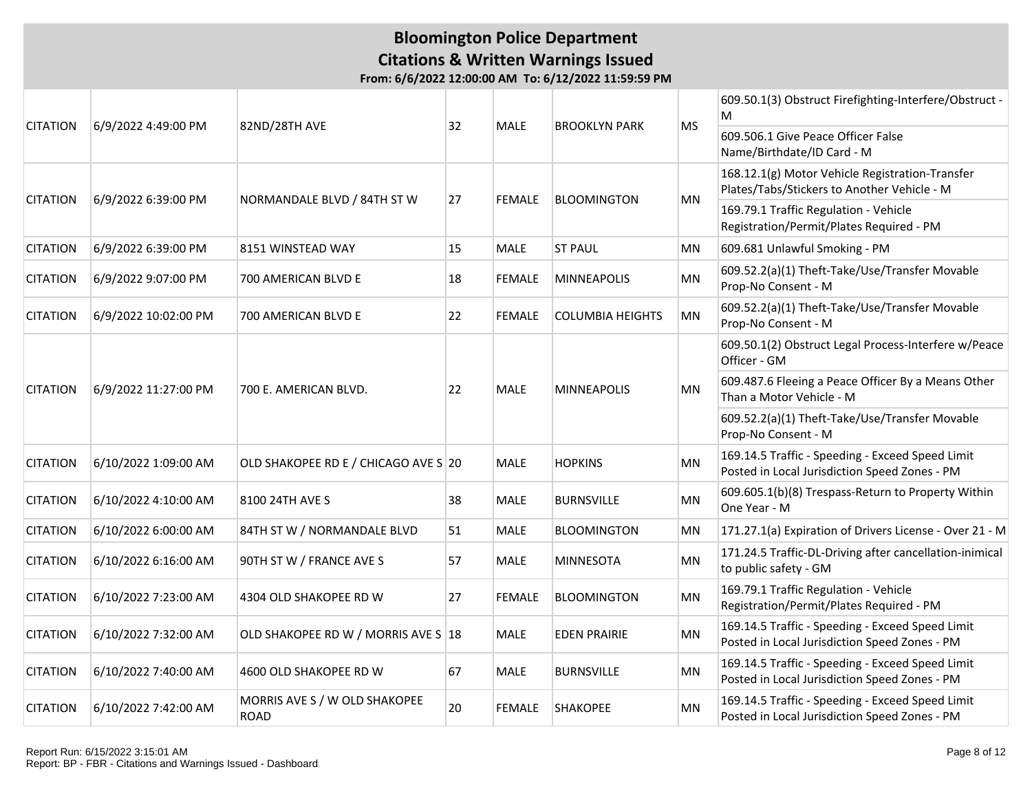# Bloomington Police Department

## Citations & Written Warnings Issued

**From: 6/6/2022 12:00:00 AM To: 6/12/2022 11:59:59 PM**

| | | | | | | | |
|---|---|---|---|---|---|---|---|
| CITATION | 6/9/2022 4:49:00 PM | 82ND/28TH AVE | 32 | MALE | BROOKLYN PARK | MS | 609.50.1(3) Obstruct Firefighting-Interfere/Obstruct - M |
| | | | | | | | 609.506.1 Give Peace Officer False Name/Birthdate/ID Card - M |
| CITATION | 6/9/2022 6:39:00 PM | NORMANDALE BLVD / 84TH ST W | 27 | FEMALE | BLOOMINGTON | MN | 168.12.1(g) Motor Vehicle Registration-Transfer Plates/Tabs/Stickers to Another Vehicle - M |
| | | | | | | | 169.79.1 Traffic Regulation - Vehicle Registration/Permit/Plates Required - PM |
| CITATION | 6/9/2022 6:39:00 PM | 8151 WINSTEAD WAY | 15 | MALE | ST PAUL | MN | 609.681 Unlawful Smoking - PM |
| CITATION | 6/9/2022 9:07:00 PM | 700 AMERICAN BLVD E | 18 | FEMALE | MINNEAPOLIS | MN | 609.52.2(a)(1) Theft-Take/Use/Transfer Movable Prop-No Consent - M |
| CITATION | 6/9/2022 10:02:00 PM | 700 AMERICAN BLVD E | 22 | FEMALE | COLUMBIA HEIGHTS | MN | 609.52.2(a)(1) Theft-Take/Use/Transfer Movable Prop-No Consent - M |
| CITATION | 6/9/2022 11:27:00 PM | 700 E. AMERICAN BLVD. | 22 | MALE | MINNEAPOLIS | MN | 609.50.1(2) Obstruct Legal Process-Interfere w/Peace Officer - GM |
| | | | | | | | 609.487.6 Fleeing a Peace Officer By a Means Other Than a Motor Vehicle - M |
| | | | | | | | 609.52.2(a)(1) Theft-Take/Use/Transfer Movable Prop-No Consent - M |
| CITATION | 6/10/2022 1:09:00 AM | OLD SHAKOPEE RD E / CHICAGO AVE S | 20 | MALE | HOPKINS | MN | 169.14.5 Traffic - Speeding - Exceed Speed Limit Posted in Local Jurisdiction Speed Zones - PM |
| CITATION | 6/10/2022 4:10:00 AM | 8100 24TH AVE S | 38 | MALE | BURNSVILLE | MN | 609.605.1(b)(8) Trespass-Return to Property Within One Year - M |
| CITATION | 6/10/2022 6:00:00 AM | 84TH ST W / NORMANDALE BLVD | 51 | MALE | BLOOMINGTON | MN | 171.27.1(a) Expiration of Drivers License - Over 21 - M |
| CITATION | 6/10/2022 6:16:00 AM | 90TH ST W / FRANCE AVE S | 57 | MALE | MINNESOTA | MN | 171.24.5 Traffic-DL-Driving after cancellation-inimical to public safety - GM |
| CITATION | 6/10/2022 7:23:00 AM | 4304 OLD SHAKOPEE RD W | 27 | FEMALE | BLOOMINGTON | MN | 169.79.1 Traffic Regulation - Vehicle Registration/Permit/Plates Required - PM |
| CITATION | 6/10/2022 7:32:00 AM | OLD SHAKOPEE RD W / MORRIS AVE S | 18 | MALE | EDEN PRAIRIE | MN | 169.14.5 Traffic - Speeding - Exceed Speed Limit Posted in Local Jurisdiction Speed Zones - PM |
| CITATION | 6/10/2022 7:40:00 AM | 4600 OLD SHAKOPEE RD W | 67 | MALE | BURNSVILLE | MN | 169.14.5 Traffic - Speeding - Exceed Speed Limit Posted in Local Jurisdiction Speed Zones - PM |
| CITATION | 6/10/2022 7:42:00 AM | MORRIS AVE S / W OLD SHAKOPEE ROAD | 20 | FEMALE | SHAKOPEE | MN | 169.14.5 Traffic - Speeding - Exceed Speed Limit Posted in Local Jurisdiction Speed Zones - PM |

Report Run: 6/15/2022 3:15:01 AM
Report: BP - FBR - Citations and Warnings Issued - Dashboard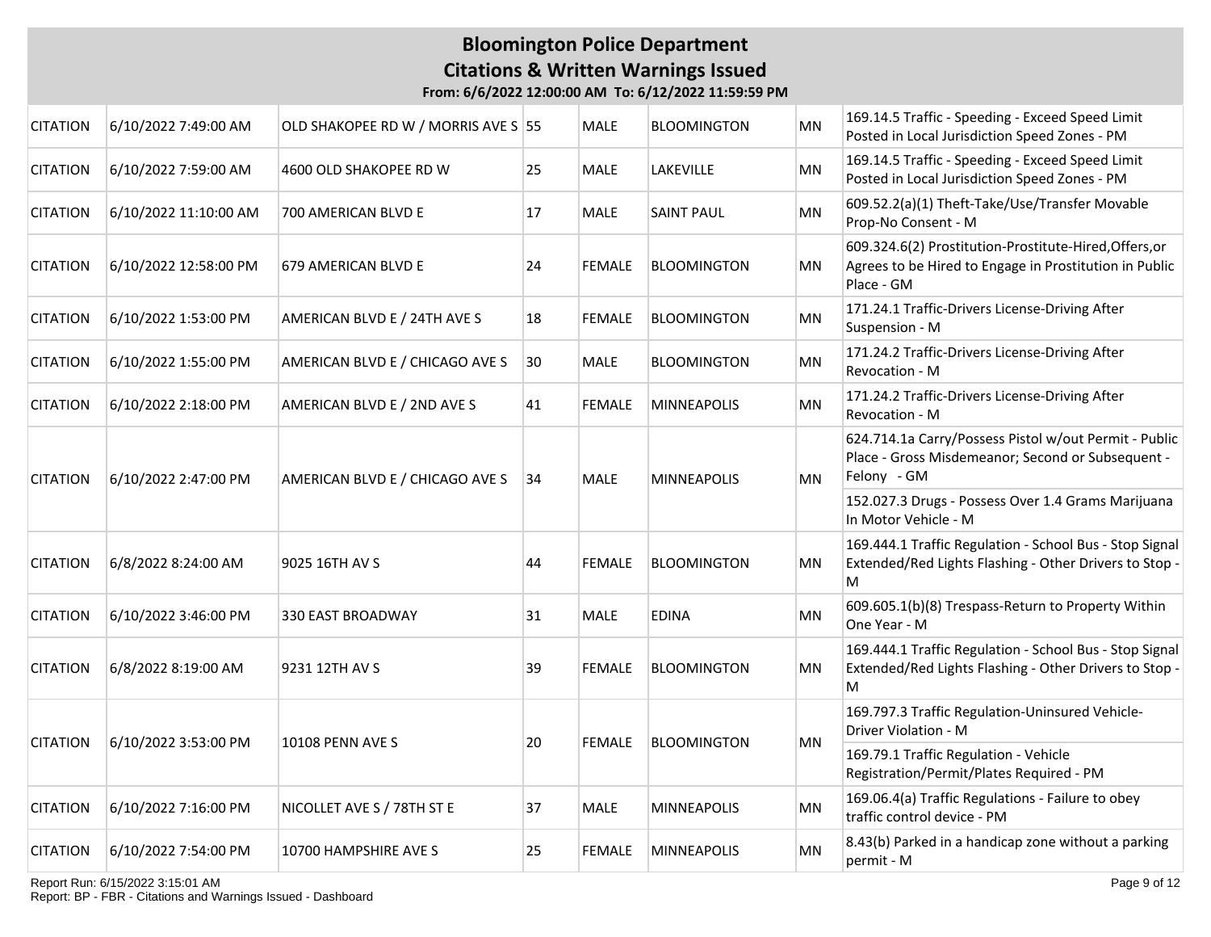# Bloomington Police Department

## Citations & Written Warnings Issued

**From: 6/6/2022 12:00:00 AM To: 6/12/2022 11:59:59 PM**

| | | | | | | | |
|---|---|---|---|---|---|---|---|
| CITATION | 6/10/2022 7:49:00 AM | OLD SHAKOPEE RD W / MORRIS AVE S | 55 | MALE | BLOOMINGTON | MN | 169.14.5 Traffic - Speeding - Exceed Speed Limit Posted in Local Jurisdiction Speed Zones - PM |
| CITATION | 6/10/2022 7:59:00 AM | 4600 OLD SHAKOPEE RD W | 25 | MALE | LAKEVILLE | MN | 169.14.5 Traffic - Speeding - Exceed Speed Limit Posted in Local Jurisdiction Speed Zones - PM |
| CITATION | 6/10/2022 11:10:00 AM | 700 AMERICAN BLVD E | 17 | MALE | SAINT PAUL | MN | 609.52.2(a)(1) Theft-Take/Use/Transfer Movable Prop-No Consent - M |
| CITATION | 6/10/2022 12:58:00 PM | 679 AMERICAN BLVD E | 24 | FEMALE | BLOOMINGTON | MN | 609.324.6(2) Prostitution-Prostitute-Hired,Offers,or Agrees to be Hired to Engage in Prostitution in Public Place - GM |
| CITATION | 6/10/2022 1:53:00 PM | AMERICAN BLVD E / 24TH AVE S | 18 | FEMALE | BLOOMINGTON | MN | 171.24.1 Traffic-Drivers License-Driving After Suspension - M |
| CITATION | 6/10/2022 1:55:00 PM | AMERICAN BLVD E / CHICAGO AVE S | 30 | MALE | BLOOMINGTON | MN | 171.24.2 Traffic-Drivers License-Driving After Revocation - M |
| CITATION | 6/10/2022 2:18:00 PM | AMERICAN BLVD E / 2ND AVE S | 41 | FEMALE | MINNEAPOLIS | MN | 171.24.2 Traffic-Drivers License-Driving After Revocation - M |
| CITATION | 6/10/2022 2:47:00 PM | AMERICAN BLVD E / CHICAGO AVE S | 34 | MALE | MINNEAPOLIS | MN | 624.714.1a Carry/Possess Pistol w/out Permit - Public Place - Gross Misdemeanor; Second or Subsequent - Felony - GM |
| | | | | | | | 152.027.3 Drugs - Possess Over 1.4 Grams Marijuana In Motor Vehicle - M |
| CITATION | 6/8/2022 8:24:00 AM | 9025 16TH AV S | 44 | FEMALE | BLOOMINGTON | MN | 169.444.1 Traffic Regulation - School Bus - Stop Signal Extended/Red Lights Flashing - Other Drivers to Stop - M |
| CITATION | 6/10/2022 3:46:00 PM | 330 EAST BROADWAY | 31 | MALE | EDINA | MN | 609.605.1(b)(8) Trespass-Return to Property Within One Year - M |
| CITATION | 6/8/2022 8:19:00 AM | 9231 12TH AV S | 39 | FEMALE | BLOOMINGTON | MN | 169.444.1 Traffic Regulation - School Bus - Stop Signal Extended/Red Lights Flashing - Other Drivers to Stop - M |
| CITATION | 6/10/2022 3:53:00 PM | 10108 PENN AVE S | 20 | FEMALE | BLOOMINGTON | MN | 169.797.3 Traffic Regulation-Uninsured Vehicle-Driver Violation - M |
| | | | | | | | 169.79.1 Traffic Regulation - Vehicle Registration/Permit/Plates Required - PM |
| CITATION | 6/10/2022 7:16:00 PM | NICOLLET AVE S / 78TH ST E | 37 | MALE | MINNEAPOLIS | MN | 169.06.4(a) Traffic Regulations - Failure to obey traffic control device - PM |
| CITATION | 6/10/2022 7:54:00 PM | 10700 HAMPSHIRE AVE S | 25 | FEMALE | MINNEAPOLIS | MN | 8.43(b) Parked in a handicap zone without a parking permit - M |

Report Run: 6/15/2022 3:15:01 AM
Report: BP - FBR - Citations and Warnings Issued - Dashboard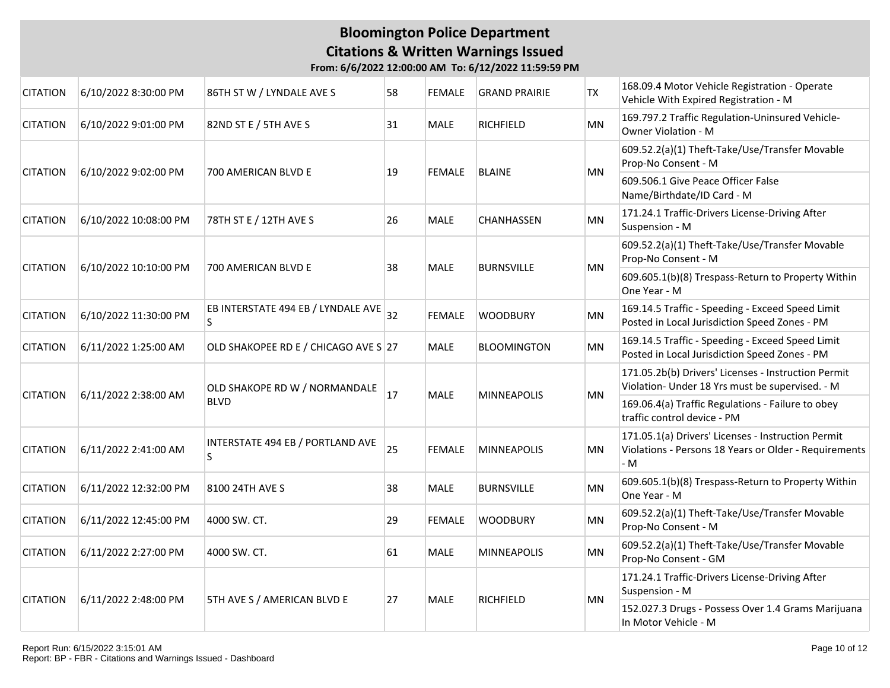# Bloomington Police Department

## Citations & Written Warnings Issued

**From: 6/6/2022 12:00:00 AM To: 6/12/2022 11:59:59 PM**

| | | | | | | | |
|---|---|---|---|---|---|---|---|
| CITATION | 6/10/2022 8:30:00 PM | 86TH ST W / LYNDALE AVE S | 58 | FEMALE | GRAND PRAIRIE | TX | 168.09.4 Motor Vehicle Registration - Operate Vehicle With Expired Registration - M |
| CITATION | 6/10/2022 9:01:00 PM | 82ND ST E / 5TH AVE S | 31 | MALE | RICHFIELD | MN | 169.797.2 Traffic Regulation-Uninsured Vehicle-Owner Violation - M |
| CITATION | 6/10/2022 9:02:00 PM | 700 AMERICAN BLVD E | 19 | FEMALE | BLAINE | MN | 609.52.2(a)(1) Theft-Take/Use/Transfer Movable Prop-No Consent - M |
| | | | | | | | 609.506.1 Give Peace Officer False Name/Birthdate/ID Card - M |
| CITATION | 6/10/2022 10:08:00 PM | 78TH ST E / 12TH AVE S | 26 | MALE | CHANHASSEN | MN | 171.24.1 Traffic-Drivers License-Driving After Suspension - M |
| CITATION | 6/10/2022 10:10:00 PM | 700 AMERICAN BLVD E | 38 | MALE | BURNSVILLE | MN | 609.52.2(a)(1) Theft-Take/Use/Transfer Movable Prop-No Consent - M |
| | | | | | | | 609.605.1(b)(8) Trespass-Return to Property Within One Year - M |
| CITATION | 6/10/2022 11:30:00 PM | EB INTERSTATE 494 EB / LYNDALE AVE S | 32 | FEMALE | WOODBURY | MN | 169.14.5 Traffic - Speeding - Exceed Speed Limit Posted in Local Jurisdiction Speed Zones - PM |
| CITATION | 6/11/2022 1:25:00 AM | OLD SHAKOPEE RD E / CHICAGO AVE S | 27 | MALE | BLOOMINGTON | MN | 169.14.5 Traffic - Speeding - Exceed Speed Limit Posted in Local Jurisdiction Speed Zones - PM |
| CITATION | 6/11/2022 2:38:00 AM | OLD SHAKOPE RD W / NORMANDALE BLVD | 17 | MALE | MINNEAPOLIS | MN | 171.05.2b(b) Drivers' Licenses - Instruction Permit Violation- Under 18 Yrs must be supervised. - M |
| | | | | | | | 169.06.4(a) Traffic Regulations - Failure to obey traffic control device - PM |
| CITATION | 6/11/2022 2:41:00 AM | INTERSTATE 494 EB / PORTLAND AVE S | 25 | FEMALE | MINNEAPOLIS | MN | 171.05.1(a) Drivers' Licenses - Instruction Permit Violations - Persons 18 Years or Older - Requirements - M |
| CITATION | 6/11/2022 12:32:00 PM | 8100 24TH AVE S | 38 | MALE | BURNSVILLE | MN | 609.605.1(b)(8) Trespass-Return to Property Within One Year - M |
| CITATION | 6/11/2022 12:45:00 PM | 4000 SW. CT. | 29 | FEMALE | WOODBURY | MN | 609.52.2(a)(1) Theft-Take/Use/Transfer Movable Prop-No Consent - M |
| CITATION | 6/11/2022 2:27:00 PM | 4000 SW. CT. | 61 | MALE | MINNEAPOLIS | MN | 609.52.2(a)(1) Theft-Take/Use/Transfer Movable Prop-No Consent - GM |
| CITATION | 6/11/2022 2:48:00 PM | 5TH AVE S / AMERICAN BLVD E | 27 | MALE | RICHFIELD | MN | 171.24.1 Traffic-Drivers License-Driving After Suspension - M |
| | | | | | | | 152.027.3 Drugs - Possess Over 1.4 Grams Marijuana In Motor Vehicle - M |

Report Run: 6/15/2022 3:15:01 AM
Report: BP - FBR - Citations and Warnings Issued - Dashboard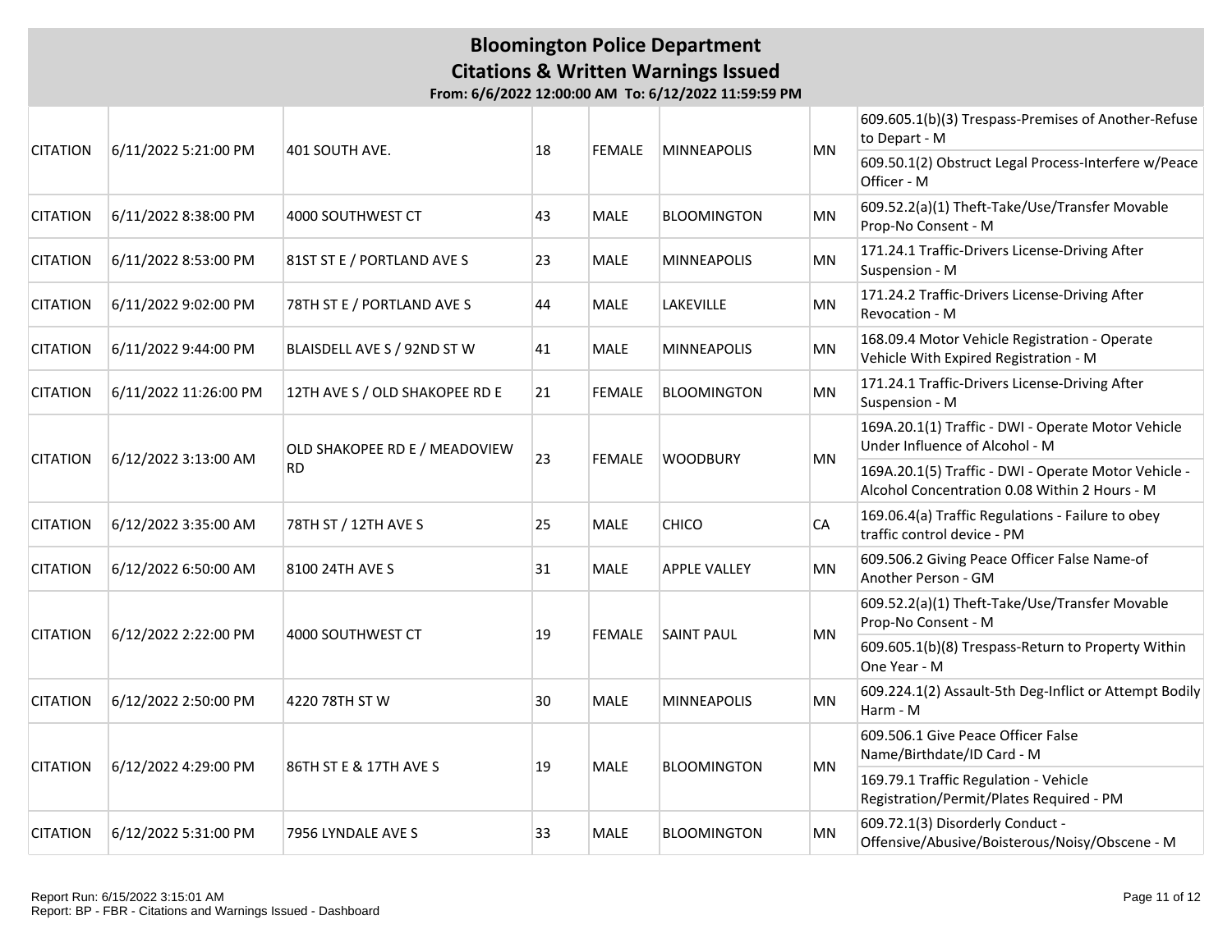# Bloomington Police Department

## Citations & Written Warnings Issued

**From: 6/6/2022 12:00:00 AM To: 6/12/2022 11:59:59 PM**

| | | | | | | | |
|---|---|---|---|---|---|---|---|
| CITATION | 6/11/2022 5:21:00 PM | 401 SOUTH AVE. | 18 | FEMALE | MINNEAPOLIS | MN | 609.605.1(b)(3) Trespass-Premises of Another-Refuse to Depart - M<br>609.50.1(2) Obstruct Legal Process-Interfere w/Peace Officer - M |
| CITATION | 6/11/2022 8:38:00 PM | 4000 SOUTHWEST CT | 43 | MALE | BLOOMINGTON | MN | 609.52.2(a)(1) Theft-Take/Use/Transfer Movable Prop-No Consent - M |
| CITATION | 6/11/2022 8:53:00 PM | 81ST ST E / PORTLAND AVE S | 23 | MALE | MINNEAPOLIS | MN | 171.24.1 Traffic-Drivers License-Driving After Suspension - M |
| CITATION | 6/11/2022 9:02:00 PM | 78TH ST E / PORTLAND AVE S | 44 | MALE | LAKEVILLE | MN | 171.24.2 Traffic-Drivers License-Driving After Revocation - M |
| CITATION | 6/11/2022 9:44:00 PM | BLAISDELL AVE S / 92ND ST W | 41 | MALE | MINNEAPOLIS | MN | 168.09.4 Motor Vehicle Registration - Operate Vehicle With Expired Registration - M |
| CITATION | 6/11/2022 11:26:00 PM | 12TH AVE S / OLD SHAKOPEE RD E | 21 | FEMALE | BLOOMINGTON | MN | 171.24.1 Traffic-Drivers License-Driving After Suspension - M |
| CITATION | 6/12/2022 3:13:00 AM | OLD SHAKOPEE RD E / MEADOVIEW RD | 23 | FEMALE | WOODBURY | MN | 169A.20.1(1) Traffic - DWI - Operate Motor Vehicle Under Influence of Alcohol - M<br>169A.20.1(5) Traffic - DWI - Operate Motor Vehicle - Alcohol Concentration 0.08 Within 2 Hours - M |
| CITATION | 6/12/2022 3:35:00 AM | 78TH ST / 12TH AVE S | 25 | MALE | CHICO | CA | 169.06.4(a) Traffic Regulations - Failure to obey traffic control device - PM |
| CITATION | 6/12/2022 6:50:00 AM | 8100 24TH AVE S | 31 | MALE | APPLE VALLEY | MN | 609.506.2 Giving Peace Officer False Name-of Another Person - GM |
| CITATION | 6/12/2022 2:22:00 PM | 4000 SOUTHWEST CT | 19 | FEMALE | SAINT PAUL | MN | 609.52.2(a)(1) Theft-Take/Use/Transfer Movable Prop-No Consent - M<br>609.605.1(b)(8) Trespass-Return to Property Within One Year - M |
| CITATION | 6/12/2022 2:50:00 PM | 4220 78TH ST W | 30 | MALE | MINNEAPOLIS | MN | 609.224.1(2) Assault-5th Deg-Inflict or Attempt Bodily Harm - M |
| CITATION | 6/12/2022 4:29:00 PM | 86TH ST E & 17TH AVE S | 19 | MALE | BLOOMINGTON | MN | 609.506.1 Give Peace Officer False Name/Birthdate/ID Card - M<br>169.79.1 Traffic Regulation - Vehicle Registration/Permit/Plates Required - PM |
| CITATION | 6/12/2022 5:31:00 PM | 7956 LYNDALE AVE S | 33 | MALE | BLOOMINGTON | MN | 609.72.1(3) Disorderly Conduct - Offensive/Abusive/Boisterous/Noisy/Obscene - M |

Report Run: 6/15/2022 3:15:01 AM
Report: BP - FBR - Citations and Warnings Issued - Dashboard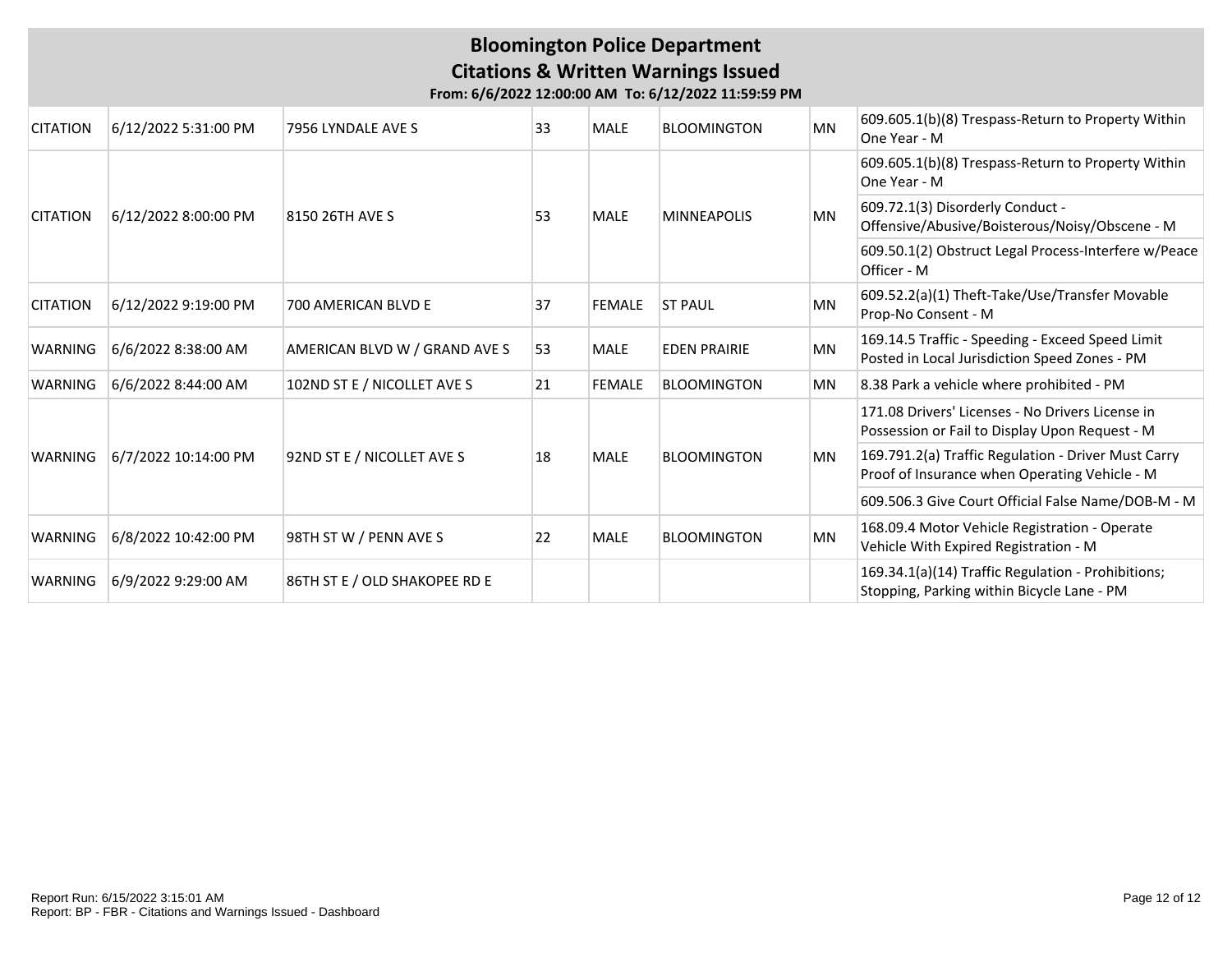# Bloomington Police Department

## Citations & Written Warnings Issued

**From: 6/6/2022 12:00:00 AM To: 6/12/2022 11:59:59 PM**

| | | | | | | | |
|---|---|---|---|---|---|---|---|
| CITATION | 6/12/2022 5:31:00 PM | 7956 LYNDALE AVE S | 33 | MALE | BLOOMINGTON | MN | 609.605.1(b)(8) Trespass-Return to Property Within One Year - M |
| CITATION | 6/12/2022 8:00:00 PM | 8150 26TH AVE S | 53 | MALE | MINNEAPOLIS | MN | 609.605.1(b)(8) Trespass-Return to Property Within One Year - M |
| | | | | | | | 609.72.1(3) Disorderly Conduct - Offensive/Abusive/Boisterous/Noisy/Obscene - M |
| | | | | | | | 609.50.1(2) Obstruct Legal Process-Interfere w/Peace Officer - M |
| CITATION | 6/12/2022 9:19:00 PM | 700 AMERICAN BLVD E | 37 | FEMALE | ST PAUL | MN | 609.52.2(a)(1) Theft-Take/Use/Transfer Movable Prop-No Consent - M |
| WARNING | 6/6/2022 8:38:00 AM | AMERICAN BLVD W / GRAND AVE S | 53 | MALE | EDEN PRAIRIE | MN | 169.14.5 Traffic - Speeding - Exceed Speed Limit Posted in Local Jurisdiction Speed Zones - PM |
| WARNING | 6/6/2022 8:44:00 AM | 102ND ST E / NICOLLET AVE S | 21 | FEMALE | BLOOMINGTON | MN | 8.38 Park a vehicle where prohibited - PM |
| WARNING | 6/7/2022 10:14:00 PM | 92ND ST E / NICOLLET AVE S | 18 | MALE | BLOOMINGTON | MN | 171.08 Drivers' Licenses - No Drivers License in Possession or Fail to Display Upon Request - M |
| | | | | | | | 169.791.2(a) Traffic Regulation - Driver Must Carry Proof of Insurance when Operating Vehicle - M |
| | | | | | | | 609.506.3 Give Court Official False Name/DOB-M - M |
| WARNING | 6/8/2022 10:42:00 PM | 98TH ST W / PENN AVE S | 22 | MALE | BLOOMINGTON | MN | 168.09.4 Motor Vehicle Registration - Operate Vehicle With Expired Registration - M |
| WARNING | 6/9/2022 9:29:00 AM | 86TH ST E / OLD SHAKOPEE RD E | | | | | 169.34.1(a)(14) Traffic Regulation - Prohibitions; Stopping, Parking within Bicycle Lane - PM |

Report Run: 6/15/2022 3:15:01 AM
Report: BP - FBR - Citations and Warnings Issued - Dashboard